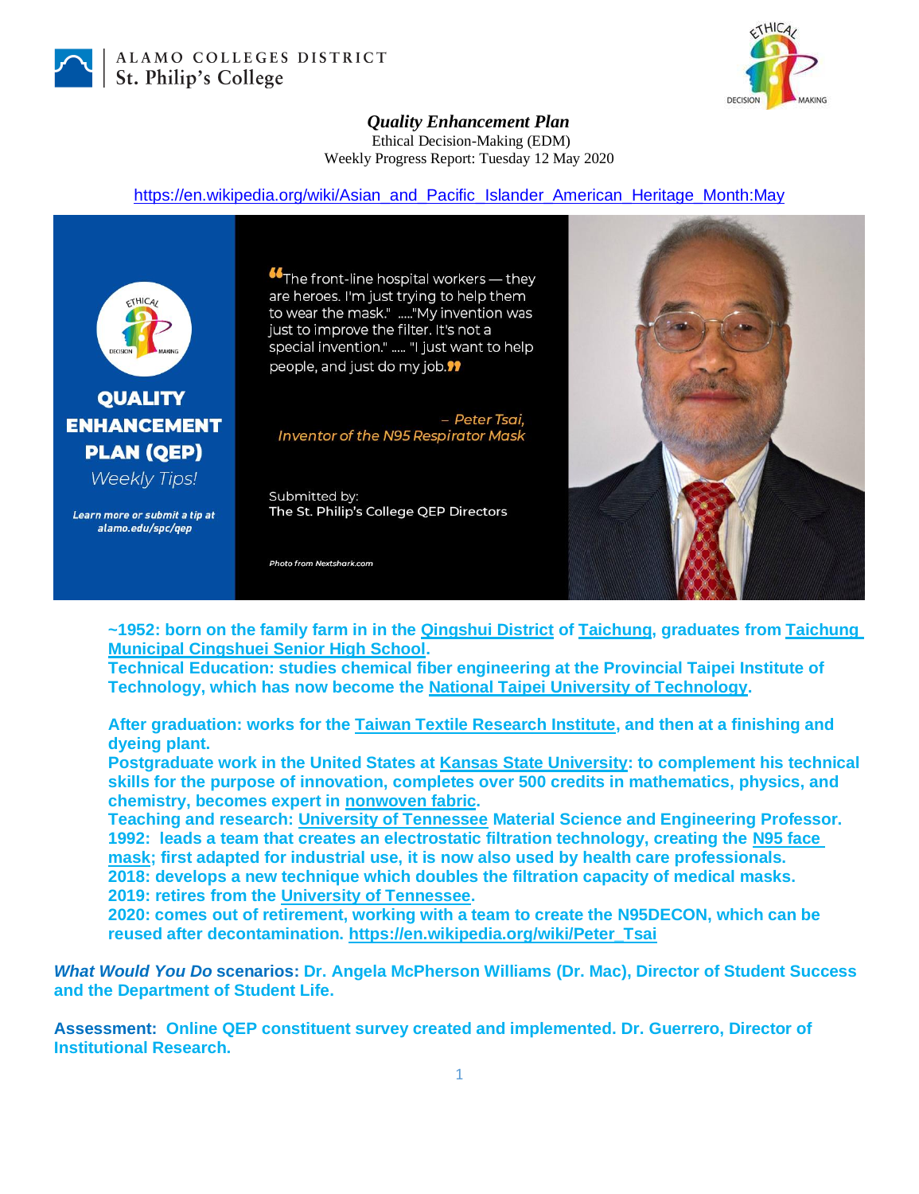ALAMO COLLEGES DISTRICT
St. Philip's College

***Quality Enhancement Plan***

Ethical Decision-Making (EDM)

Weekly Progress Report: Tuesday 12 May 2020

https://en.wikipedia.org/wiki/Asian_and_Pacific_Islander_American_Heritage_Month:May

**QUALITY ENHANCEMENT PLAN (QEP)**

*Weekly Tips!*

***Learn more or submit a tip at alamo.edu/spc/qep***

"The front-line hospital workers — they are heroes. I'm just trying to help them to wear the mask." ....."My invention was just to improve the filter. It's not a special invention." ..... "I just want to help people, and just do my job."

*– Peter Tsai, Inventor of the N95 Respirator Mask*

Submitted by:
The St. Philip's College QEP Directors

*Photo from Nextshark.com*

**~1952: born on the family farm in in the Qingshui District of Taichung, graduates from Taichung Municipal Cingshuei Senior High School.**
**Technical Education: studies chemical fiber engineering at the Provincial Taipei Institute of Technology, which has now become the National Taipei University of Technology.**

**After graduation: works for the Taiwan Textile Research Institute, and then at a finishing and dyeing plant.**
**Postgraduate work in the United States at Kansas State University: to complement his technical skills for the purpose of innovation, completes over 500 credits in mathematics, physics, and chemistry, becomes expert in nonwoven fabric.**
**Teaching and research: University of Tennessee Material Science and Engineering Professor.**
**1992: leads a team that creates an electrostatic filtration technology, creating the N95 face mask; first adapted for industrial use, it is now also used by health care professionals.**
**2018: develops a new technique which doubles the filtration capacity of medical masks.**
**2019: retires from the University of Tennessee.**
**2020: comes out of retirement, working with a team to create the N95DECON, which can be reused after decontamination. https://en.wikipedia.org/wiki/Peter_Tsai**

***What Would You Do* scenarios: Dr. Angela McPherson Williams (Dr. Mac), Director of Student Success and the Department of Student Life.**

**Assessment: Online QEP constituent survey created and implemented. Dr. Guerrero, Director of Institutional Research.**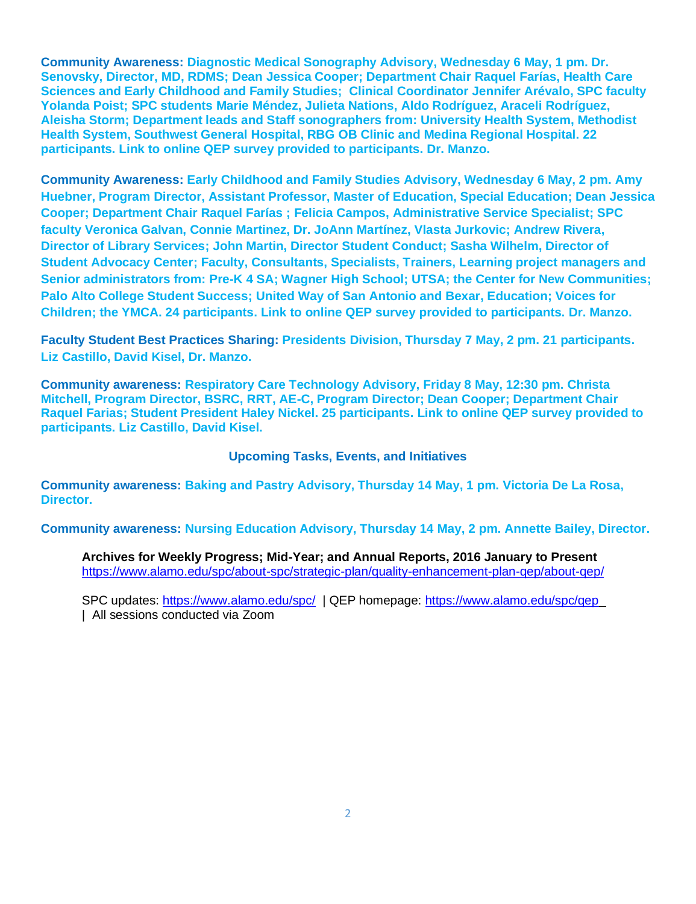**Community Awareness:** Diagnostic Medical Sonography Advisory, Wednesday 6 May, 1 pm. Dr. Senovsky, Director, MD, RDMS; Dean Jessica Cooper; Department Chair Raquel Farías, Health Care Sciences and Early Childhood and Family Studies; Clinical Coordinator Jennifer Arévalo, SPC faculty Yolanda Poist; SPC students Marie Méndez, Julieta Nations, Aldo Rodríguez, Araceli Rodríguez, Aleisha Storm; Department leads and Staff sonographers from: University Health System, Methodist Health System, Southwest General Hospital, RBG OB Clinic and Medina Regional Hospital. 22 participants. Link to online QEP survey provided to participants. Dr. Manzo.

**Community Awareness:** Early Childhood and Family Studies Advisory, Wednesday 6 May, 2 pm. Amy Huebner, Program Director, Assistant Professor, Master of Education, Special Education; Dean Jessica Cooper; Department Chair Raquel Farías ; Felicia Campos, Administrative Service Specialist; SPC faculty Veronica Galvan, Connie Martinez, Dr. JoAnn Martínez, Vlasta Jurkovic; Andrew Rivera, Director of Library Services; John Martin, Director Student Conduct; Sasha Wilhelm, Director of Student Advocacy Center; Faculty, Consultants, Specialists, Trainers, Learning project managers and Senior administrators from: Pre-K 4 SA; Wagner High School; UTSA; the Center for New Communities; Palo Alto College Student Success; United Way of San Antonio and Bexar, Education; Voices for Children; the YMCA. 24 participants. Link to online QEP survey provided to participants. Dr. Manzo.

**Faculty Student Best Practices Sharing:** Presidents Division, Thursday 7 May, 2 pm. 21 participants. Liz Castillo, David Kisel, Dr. Manzo.

**Community awareness:** Respiratory Care Technology Advisory, Friday 8 May, 12:30 pm. Christa Mitchell, Program Director, BSRC, RRT, AE-C, Program Director; Dean Cooper; Department Chair Raquel Farias; Student President Haley Nickel. 25 participants. Link to online QEP survey provided to participants. Liz Castillo, David Kisel.

## Upcoming Tasks, Events, and Initiatives

**Community awareness:** Baking and Pastry Advisory, Thursday 14 May, 1 pm. Victoria De La Rosa, Director.

**Community awareness:** Nursing Education Advisory, Thursday 14 May, 2 pm. Annette Bailey, Director.

**Archives for Weekly Progress; Mid-Year; and Annual Reports, 2016 January to Present**
https://www.alamo.edu/spc/about-spc/strategic-plan/quality-enhancement-plan-qep/about-qep/

SPC updates: https://www.alamo.edu/spc/ | QEP homepage: https://www.alamo.edu/spc/qep | All sessions conducted via Zoom